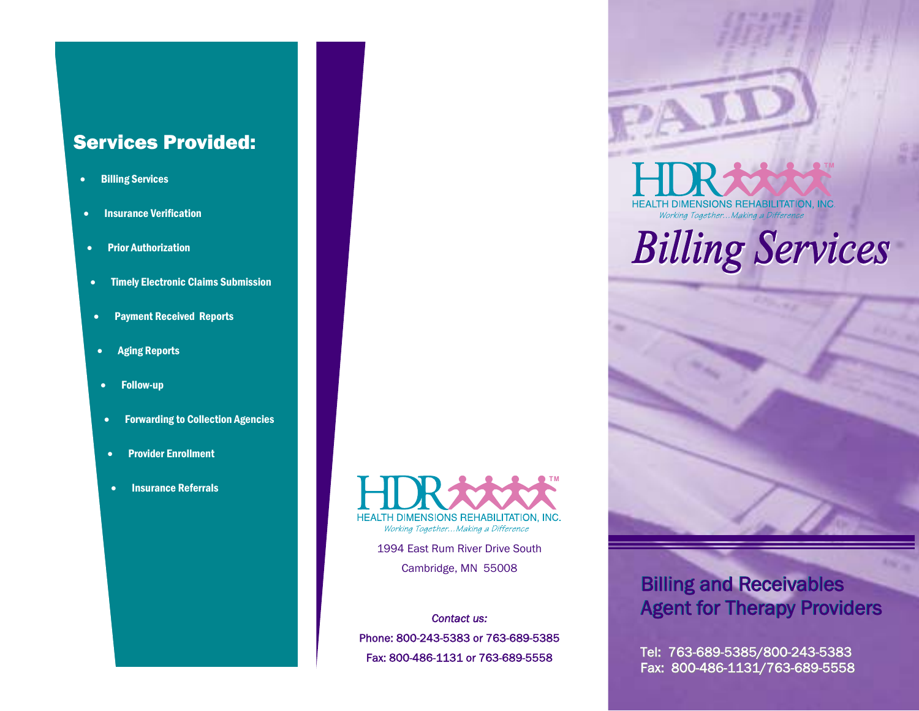## Services Provided:

- Billing Services
- Insurance Verification
- Prior Authorization
- Timely Electronic Claims Submission
- Payment Received Reports
- Aging Reports
- Follow-up
- Forwarding to Collection Agencies
- Provider Enrollment
- Insurance Referrals

HDR™
HEALTH DIMENSIONS REHABILITATION, INC.
*Working Together…Making a Difference*

1994 East Rum River Drive South
Cambridge, MN 55008

*Contact us:*
Phone: 800-243-5383 or 763-689-5385
Fax: 800-486-1131 or 763-689-5558

HDR™
HEALTH DIMENSIONS REHABILITATION, INC.
*Working Together…Making a Difference*

# *Billing Services*

## Billing and Receivables Agent for Therapy Providers

Tel: 763-689-5385/800-243-5383
Fax: 800-486-1131/763-689-5558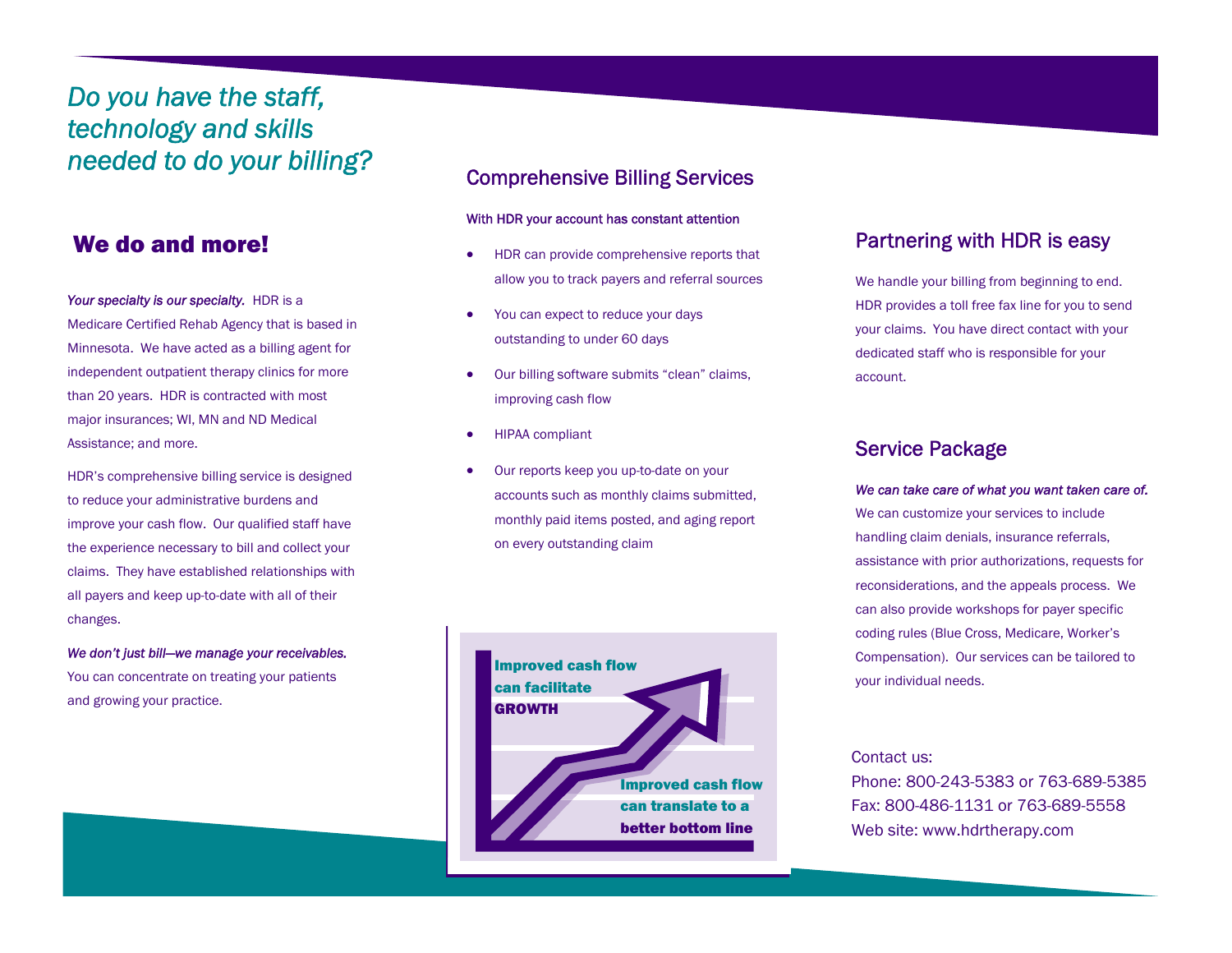*Do you have the staff, technology and skills needed to do your billing?*

# We do and more!

***Your specialty is our specialty.*** HDR is a Medicare Certified Rehab Agency that is based in Minnesota. We have acted as a billing agent for independent outpatient therapy clinics for more than 20 years. HDR is contracted with most major insurances; WI, MN and ND Medical Assistance; and more.

HDR's comprehensive billing service is designed to reduce your administrative burdens and improve your cash flow. Our qualified staff have the experience necessary to bill and collect your claims. They have established relationships with all payers and keep up-to-date with all of their changes.

***We don't just bill—we manage your receivables.*** You can concentrate on treating your patients and growing your practice.

## Comprehensive Billing Services

**With HDR your account has constant attention**

- HDR can provide comprehensive reports that allow you to track payers and referral sources
- You can expect to reduce your days outstanding to under 60 days
- Our billing software submits "clean" claims, improving cash flow
- HIPAA compliant
- Our reports keep you up-to-date on your accounts such as monthly claims submitted, monthly paid items posted, and aging report on every outstanding claim

**Improved cash flow can facilitate GROWTH**

**Improved cash flow can translate to a better bottom line**

## Partnering with HDR is easy

We handle your billing from beginning to end. HDR provides a toll free fax line for you to send your claims. You have direct contact with your dedicated staff who is responsible for your account.

## Service Package

***We can take care of what you want taken care of.*** We can customize your services to include handling claim denials, insurance referrals, assistance with prior authorizations, requests for reconsiderations, and the appeals process. We can also provide workshops for payer specific coding rules (Blue Cross, Medicare, Worker's Compensation). Our services can be tailored to your individual needs.

Contact us:
Phone: 800-243-5383 or 763-689-5385
Fax: 800-486-1131 or 763-689-5558
Web site: www.hdrtherapy.com